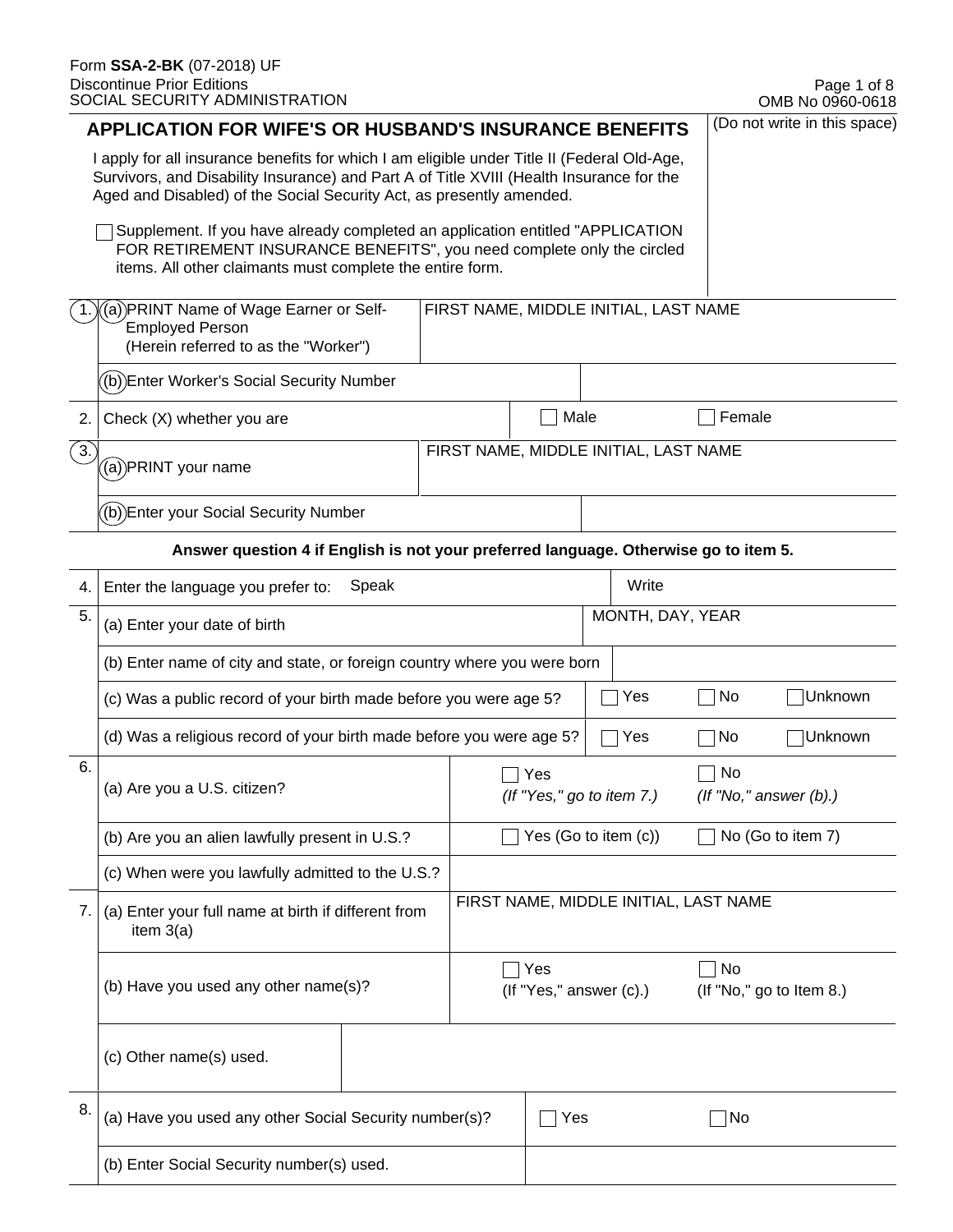Form **SSA-2-BK** (07-2018) UF
Discontinue Prior Editions
SOCIAL SECURITY ADMINISTRATION

OMB No 0960-0618

# APPLICATION FOR WIFE'S OR HUSBAND'S INSURANCE BENEFITS

(Do not write in this space)

I apply for all insurance benefits for which I am eligible under Title II (Federal Old-Age, Survivors, and Disability Insurance) and Part A of Title XVIII (Health Insurance for the Aged and Disabled) of the Social Security Act, as presently amended.

☐ Supplement. If you have already completed an application entitled "APPLICATION FOR RETIREMENT INSURANCE BENEFITS", you need complete only the circled items. All other claimants must complete the entire form.

| | | |
|---|---|---|
| 1. | (a) PRINT Name of Wage Earner or Self-Employed Person (Herein referred to as the "Worker") | FIRST NAME, MIDDLE INITIAL, LAST NAME |
| | (b) Enter Worker's Social Security Number | |
| 2. | Check (X) whether you are | ☐ Male ☐ Female |
| 3. | (a) PRINT your name | FIRST NAME, MIDDLE INITIAL, LAST NAME |
| | (b) Enter your Social Security Number | |

**Answer question 4 if English is not your preferred language. Otherwise go to item 5.**

| | | |
|---|---|---|
| 4. | Enter the language you prefer to: Speak | Write |
| 5. | (a) Enter your date of birth | MONTH, DAY, YEAR |
| | (b) Enter name of city and state, or foreign country where you were born | |
| | (c) Was a public record of your birth made before you were age 5? | ☐ Yes ☐ No ☐ Unknown |
| | (d) Was a religious record of your birth made before you were age 5? | ☐ Yes ☐ No ☐ Unknown |
| 6. | (a) Are you a U.S. citizen? | ☐ Yes *(If "Yes," go to item 7.)* ☐ No *(If "No," answer (b).)* |
| | (b) Are you an alien lawfully present in U.S.? | ☐ Yes (Go to item (c)) ☐ No (Go to item 7) |
| | (c) When were you lawfully admitted to the U.S.? | |
| 7. | (a) Enter your full name at birth if different from item 3(a) | FIRST NAME, MIDDLE INITIAL, LAST NAME |
| | (b) Have you used any other name(s)? | ☐ Yes (If "Yes," answer (c).) ☐ No (If "No," go to Item 8.) |
| | (c) Other name(s) used. | |
| 8. | (a) Have you used any other Social Security number(s)? | ☐ Yes ☐ No |
| | (b) Enter Social Security number(s) used. | |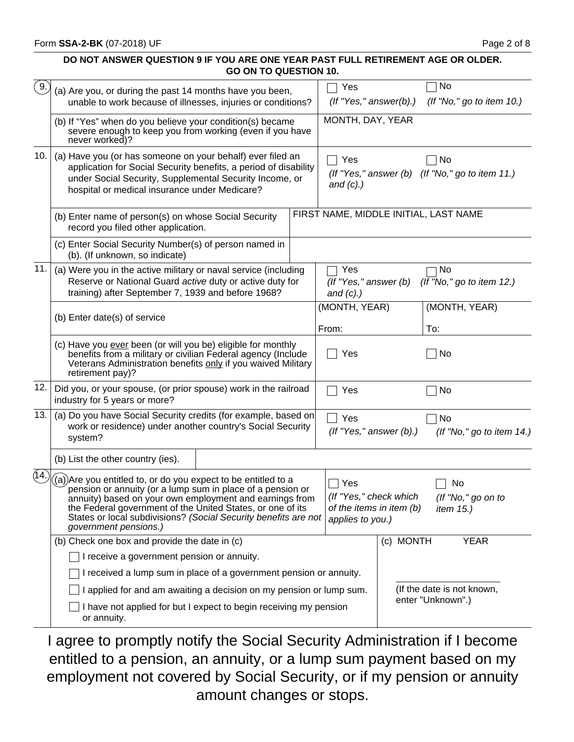**DO NOT ANSWER QUESTION 9 IF YOU ARE ONE YEAR PAST FULL RETIREMENT AGE OR OLDER. GO ON TO QUESTION 10.**

| | | | |
|---|---|---|---|
| 9. | (a) Are you, or during the past 14 months have you been, unable to work because of illnesses, injuries or conditions? | ☐ Yes *(If "Yes," answer(b).)* | ☐ No *(If "No," go to item 10.)* |
| | (b) If "Yes" when do you believe your condition(s) became severe enough to keep you from working (even if you have never worked)? | MONTH, DAY, YEAR | |
| 10. | (a) Have you (or has someone on your behalf) ever filed an application for Social Security benefits, a period of disability under Social Security, Supplemental Security Income, or hospital or medical insurance under Medicare? | ☐ Yes *(If "Yes," answer (b) and (c).)* | ☐ No *(If "No," go to item 11.)* |
| | (b) Enter name of person(s) on whose Social Security record you filed other application. | FIRST NAME, MIDDLE INITIAL, LAST NAME | |
| | (c) Enter Social Security Number(s) of person named in (b). (If unknown, so indicate) | | |
| 11. | (a) Were you in the active military or naval service (including Reserve or National Guard *active* duty or active duty for training) after September 7, 1939 and before 1968? | ☐ Yes *(If "Yes," answer (b) and (c).)* | ☐ No *(If "No," go to item 12.)* |
| | (b) Enter date(s) of service | (MONTH, YEAR) From: | (MONTH, YEAR) To: |
| | (c) Have you ever been (or will you be) eligible for monthly benefits from a military or civilian Federal agency (Include Veterans Administration benefits only if you waived Military retirement pay)? | ☐ Yes | ☐ No |
| 12. | Did you, or your spouse, (or prior spouse) work in the railroad industry for 5 years or more? | ☐ Yes | ☐ No |
| 13. | (a) Do you have Social Security credits (for example, based on work or residence) under another country's Social Security system? | ☐ Yes *(If "Yes," answer (b).)* | ☐ No *(If "No," go to item 14.)* |
| | (b) List the other country (ies). | | |
| 14. | (a) Are you entitled to, or do you expect to be entitled to a pension or annuity (or a lump sum in place of a pension or annuity) based on your own employment and earnings from the Federal government of the United States, or one of its States or local subdivisions? *(Social Security benefits are not government pensions.)* | ☐ Yes *(If "Yes," check which of the items in item (b) applies to you.)* | ☐ No *(If "No," go on to item 15.)* |
| | (b) Check one box and provide the date in (c)<br>☐ I receive a government pension or annuity.<br>☐ I received a lump sum in place of a government pension or annuity.<br>☐ I applied for and am awaiting a decision on my pension or lump sum.<br>☐ I have not applied for but I expect to begin receiving my pension or annuity. | (c) MONTH YEAR<br>(If the date is not known, enter "Unknown".) | |

I agree to promptly notify the Social Security Administration if I become entitled to a pension, an annuity, or a lump sum payment based on my employment not covered by Social Security, or if my pension or annuity amount changes or stops.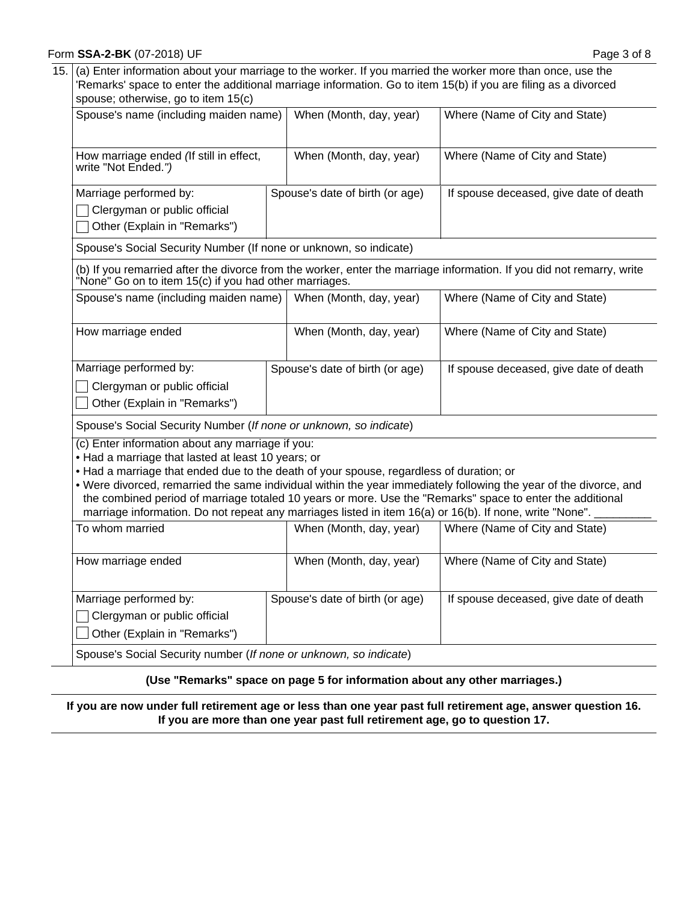15. (a) Enter information about your marriage to the worker. If you married the worker more than once, use the 'Remarks' space to enter the additional marriage information. Go to item 15(b) if you are filing as a divorced spouse; otherwise, go to item 15(c)

| Spouse's name (including maiden name) | When (Month, day, year) | Where (Name of City and State) |
|---|---|---|
| | | |

| How marriage ended *(If still in effect, write "Not Ended.")* | When (Month, day, year) | Where (Name of City and State) |
|---|---|---|
| | | |

| Marriage performed by: | Spouse's date of birth (or age) | If spouse deceased, give date of death |
|---|---|---|
| ☐ Clergyman or public official<br>☐ Other (Explain in "Remarks") | | |

Spouse's Social Security Number (If none or unknown, so indicate)

(b) If you remarried after the divorce from the worker, enter the marriage information. If you did not remarry, write "None" Go on to item 15(c) if you had other marriages.

| Spouse's name (including maiden name) | When (Month, day, year) | Where (Name of City and State) |
|---|---|---|
| | | |

| How marriage ended | When (Month, day, year) | Where (Name of City and State) |
|---|---|---|
| | | |

| Marriage performed by: | Spouse's date of birth (or age) | If spouse deceased, give date of death |
|---|---|---|
| ☐ Clergyman or public official<br>☐ Other (Explain in "Remarks") | | |

Spouse's Social Security Number (*If none or unknown, so indicate*)

(c) Enter information about any marriage if you:
- Had a marriage that lasted at least 10 years; or
- Had a marriage that ended due to the death of your spouse, regardless of duration; or
- Were divorced, remarried the same individual within the year immediately following the year of the divorce, and the combined period of marriage totaled 10 years or more. Use the "Remarks" space to enter the additional marriage information. Do not repeat any marriages listed in item 16(a) or 16(b). If none, write "None". _________

| To whom married | When (Month, day, year) | Where (Name of City and State) |
|---|---|---|
| | | |

| How marriage ended | When (Month, day, year) | Where (Name of City and State) |
|---|---|---|
| | | |

| Marriage performed by: | Spouse's date of birth (or age) | If spouse deceased, give date of death |
|---|---|---|
| ☐ Clergyman or public official<br>☐ Other (Explain in "Remarks") | | |

Spouse's Social Security number (*If none or unknown, so indicate*)

**(Use "Remarks" space on page 5 for information about any other marriages.)**

**If you are now under full retirement age or less than one year past full retirement age, answer question 16. If you are more than one year past full retirement age, go to question 17.**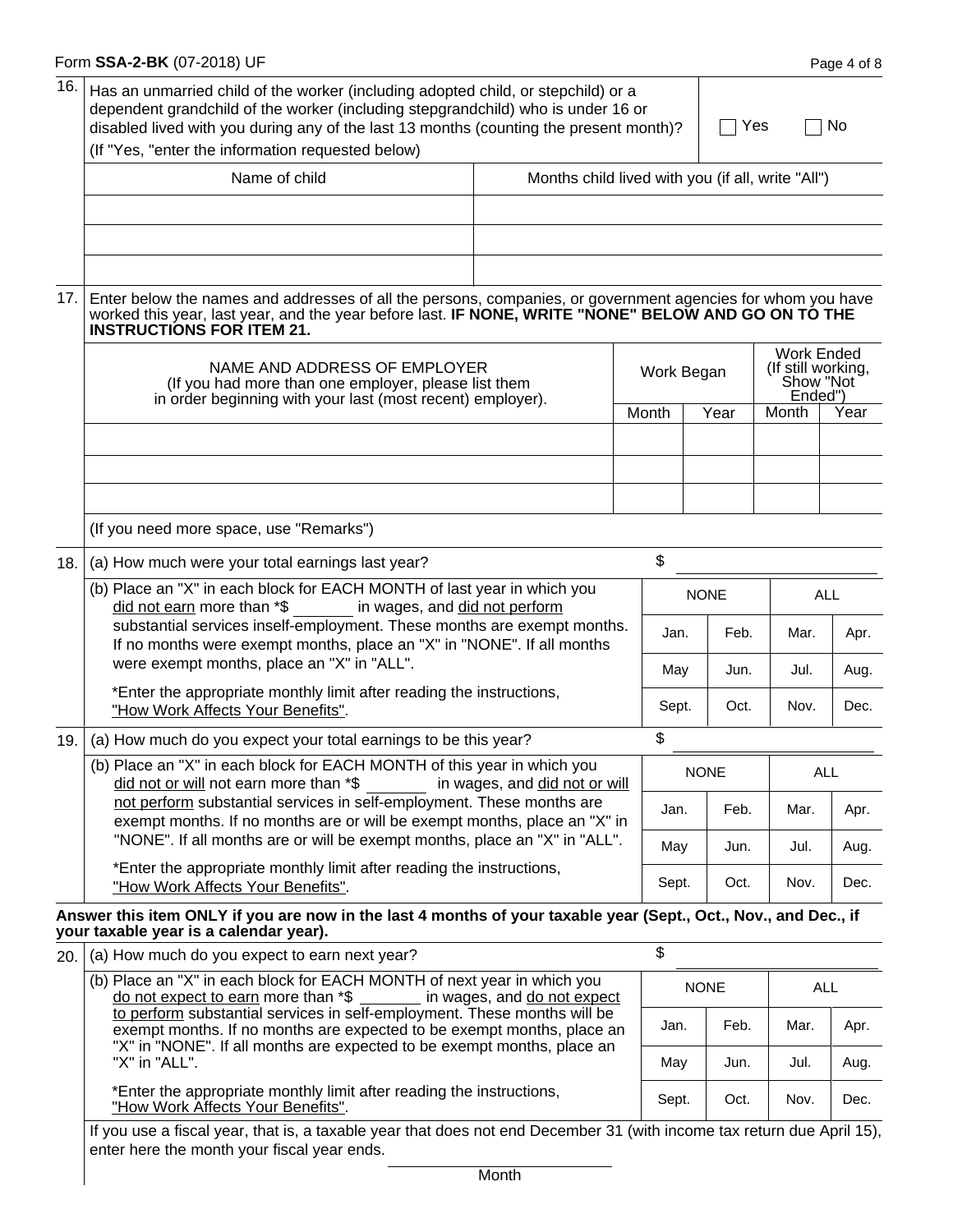Form **SSA-2-BK** (07-2018) UF

16. Has an unmarried child of the worker (including adopted child, or stepchild) or a dependent grandchild of the worker (including stepgrandchild) who is under 16 or disabled lived with you during any of the last 13 months (counting the present month)? ☐ Yes ☐ No

(If "Yes, "enter the information requested below)

| Name of child | Months child lived with you (if all, write "All") |
|---|---|
| | |
| | |
| | |

17. Enter below the names and addresses of all the persons, companies, or government agencies for whom you have worked this year, last year, and the year before last. **IF NONE, WRITE "NONE" BELOW AND GO ON TO THE INSTRUCTIONS FOR ITEM 21.**

| NAME AND ADDRESS OF EMPLOYER (If you had more than one employer, please list them in order beginning with your last (most recent) employer). | Work Began | | Work Ended (If still working, Show "Not Ended") | |
|---|---|---|---|---|
| | Month | Year | Month | Year |
| | | | | |
| | | | | |
| | | | | |

(If you need more space, use "Remarks")

18. (a) How much were your total earnings last year? $ ________

(b) Place an "X" in each block for EACH MONTH of last year in which you did not earn more than *$ _______ in wages, and did not perform substantial services inself-employment. These months are exempt months. If no months were exempt months, place an "X" in "NONE". If all months were exempt months, place an "X" in "ALL".

*Enter the appropriate monthly limit after reading the instructions, "How Work Affects Your Benefits".

| NONE | | ALL | |
|---|---|---|---|
| Jan. | Feb. | Mar. | Apr. |
| May | Jun. | Jul. | Aug. |
| Sept. | Oct. | Nov. | Dec. |

19. (a) How much do you expect your total earnings to be this year? $ ________

(b) Place an "X" in each block for EACH MONTH of this year in which you did not or will not earn more than *$ _______ in wages, and did not or will not perform substantial services in self-employment. These months are exempt months. If no months are or will be exempt months, place an "X" in "NONE". If all months are or will be exempt months, place an "X" in "ALL".

*Enter the appropriate monthly limit after reading the instructions, "How Work Affects Your Benefits".

| NONE | | ALL | |
|---|---|---|---|
| Jan. | Feb. | Mar. | Apr. |
| May | Jun. | Jul. | Aug. |
| Sept. | Oct. | Nov. | Dec. |

**Answer this item ONLY if you are now in the last 4 months of your taxable year (Sept., Oct., Nov., and Dec., if your taxable year is a calendar year).**

20. (a) How much do you expect to earn next year? $ ________

(b) Place an "X" in each block for EACH MONTH of next year in which you do not expect to earn more than *$ _______ in wages, and do not expect to perform substantial services in self-employment. These months will be exempt months. If no months are expected to be exempt months, place an "X" in "NONE". If all months are expected to be exempt months, place an "X" in "ALL".

*Enter the appropriate monthly limit after reading the instructions, "How Work Affects Your Benefits".

| NONE | | ALL | |
|---|---|---|---|
| Jan. | Feb. | Mar. | Apr. |
| May | Jun. | Jul. | Aug. |
| Sept. | Oct. | Nov. | Dec. |

If you use a fiscal year, that is, a taxable year that does not end December 31 (with income tax return due April 15), enter here the month your fiscal year ends.

________________
Month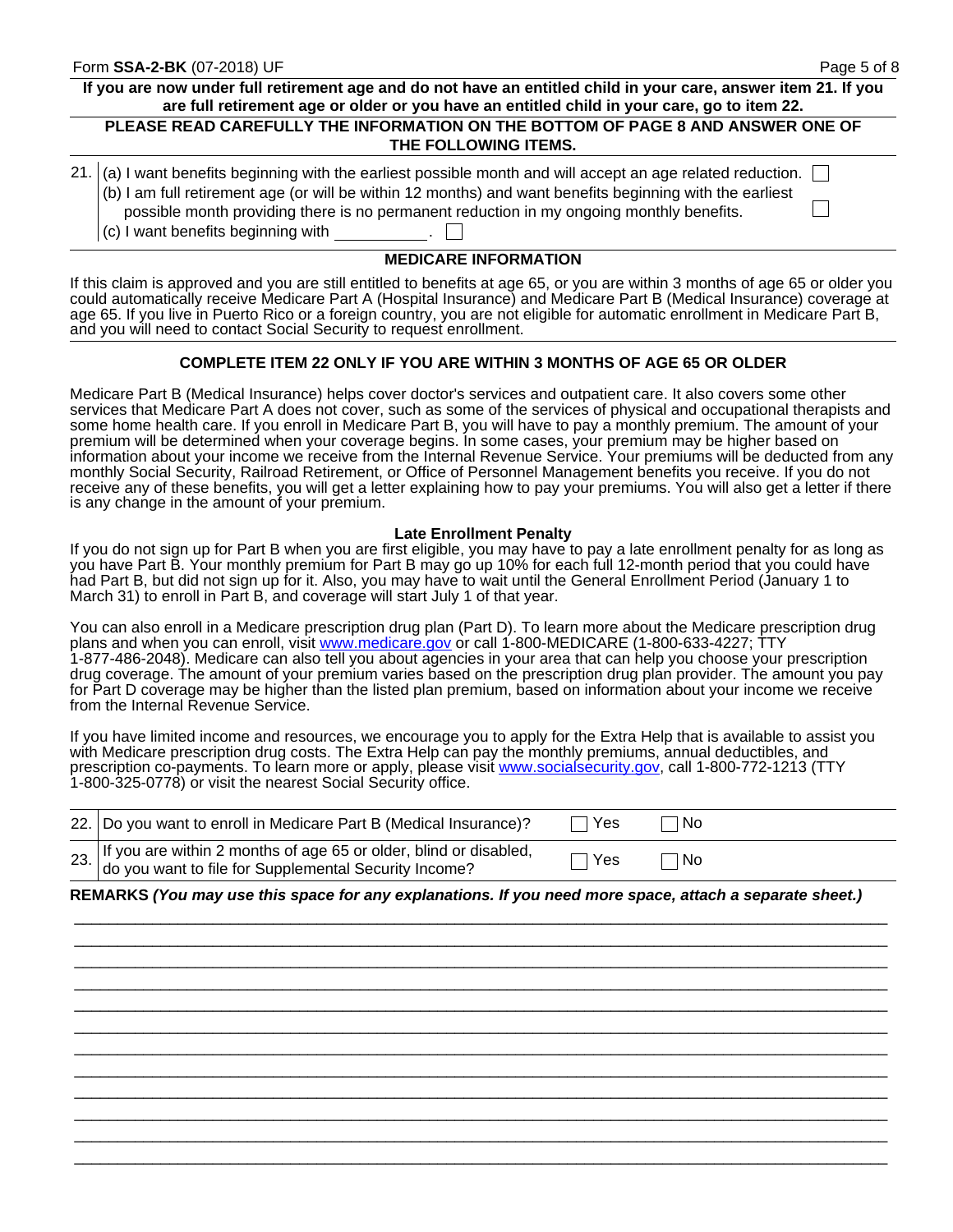**If you are now under full retirement age and do not have an entitled child in your care, answer item 21. If you are full retirement age or older or you have an entitled child in your care, go to item 22.**

**PLEASE READ CAREFULLY THE INFORMATION ON THE BOTTOM OF PAGE 8 AND ANSWER ONE OF THE FOLLOWING ITEMS.**

21. (a) I want benefits beginning with the earliest possible month and will accept an age related reduction. ☐

    (b) I am full retirement age (or will be within 12 months) and want benefits beginning with the earliest possible month providing there is no permanent reduction in my ongoing monthly benefits. ☐

    (c) I want benefits beginning with __________. ☐

## MEDICARE INFORMATION

If this claim is approved and you are still entitled to benefits at age 65, or you are within 3 months of age 65 or older you could automatically receive Medicare Part A (Hospital Insurance) and Medicare Part B (Medical Insurance) coverage at age 65. If you live in Puerto Rico or a foreign country, you are not eligible for automatic enrollment in Medicare Part B, and you will need to contact Social Security to request enrollment.

### COMPLETE ITEM 22 ONLY IF YOU ARE WITHIN 3 MONTHS OF AGE 65 OR OLDER

Medicare Part B (Medical Insurance) helps cover doctor's services and outpatient care. It also covers some other services that Medicare Part A does not cover, such as some of the services of physical and occupational therapists and some home health care. If you enroll in Medicare Part B, you will have to pay a monthly premium. The amount of your premium will be determined when your coverage begins. In some cases, your premium may be higher based on information about your income we receive from the Internal Revenue Service. Your premiums will be deducted from any monthly Social Security, Railroad Retirement, or Office of Personnel Management benefits you receive. If you do not receive any of these benefits, you will get a letter explaining how to pay your premiums. You will also get a letter if there is any change in the amount of your premium.

**Late Enrollment Penalty**

If you do not sign up for Part B when you are first eligible, you may have to pay a late enrollment penalty for as long as you have Part B. Your monthly premium for Part B may go up 10% for each full 12-month period that you could have had Part B, but did not sign up for it. Also, you may have to wait until the General Enrollment Period (January 1 to March 31) to enroll in Part B, and coverage will start July 1 of that year.

You can also enroll in a Medicare prescription drug plan (Part D). To learn more about the Medicare prescription drug plans and when you can enroll, visit www.medicare.gov or call 1-800-MEDICARE (1-800-633-4227; TTY 1-877-486-2048). Medicare can also tell you about agencies in your area that can help you choose your prescription drug coverage. The amount of your premium varies based on the prescription drug plan provider. The amount you pay for Part D coverage may be higher than the listed plan premium, based on information about your income we receive from the Internal Revenue Service.

If you have limited income and resources, we encourage you to apply for the Extra Help that is available to assist you with Medicare prescription drug costs. The Extra Help can pay the monthly premiums, annual deductibles, and prescription co-payments. To learn more or apply, please visit www.socialsecurity.gov, call 1-800-772-1213 (TTY 1-800-325-0778) or visit the nearest Social Security office.

| | | | |
|---|---|---|---|
| 22. | Do you want to enroll in Medicare Part B (Medical Insurance)? | ☐ Yes | ☐ No |
| 23. | If you are within 2 months of age 65 or older, blind or disabled, do you want to file for Supplemental Security Income? | ☐ Yes | ☐ No |

**REMARKS** ***(You may use this space for any explanations. If you need more space, attach a separate sheet.)***

____________________________________________________________________________

____________________________________________________________________________

____________________________________________________________________________

____________________________________________________________________________

____________________________________________________________________________

____________________________________________________________________________

____________________________________________________________________________

____________________________________________________________________________

____________________________________________________________________________

____________________________________________________________________________

____________________________________________________________________________

____________________________________________________________________________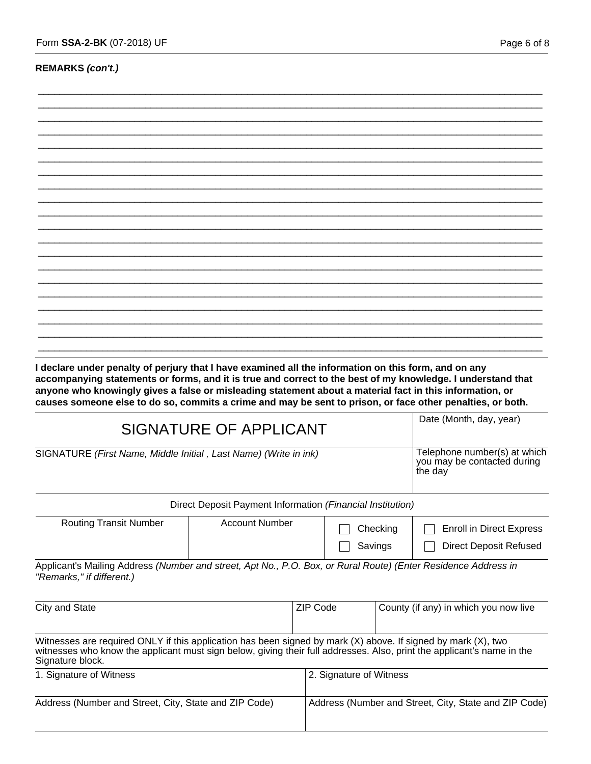**REMARKS *(con't.)***

\_\_\_\_\_\_\_\_\_\_\_\_\_\_\_\_\_\_\_\_\_\_\_\_\_\_\_\_\_\_\_\_\_\_\_\_\_\_\_\_\_\_\_\_\_\_\_\_\_\_\_\_\_\_\_\_\_\_\_\_\_\_\_\_\_\_\_\_\_\_\_\_\_\_\_\_\_\_

\_\_\_\_\_\_\_\_\_\_\_\_\_\_\_\_\_\_\_\_\_\_\_\_\_\_\_\_\_\_\_\_\_\_\_\_\_\_\_\_\_\_\_\_\_\_\_\_\_\_\_\_\_\_\_\_\_\_\_\_\_\_\_\_\_\_\_\_\_\_\_\_\_\_\_\_\_\_

\_\_\_\_\_\_\_\_\_\_\_\_\_\_\_\_\_\_\_\_\_\_\_\_\_\_\_\_\_\_\_\_\_\_\_\_\_\_\_\_\_\_\_\_\_\_\_\_\_\_\_\_\_\_\_\_\_\_\_\_\_\_\_\_\_\_\_\_\_\_\_\_\_\_\_\_\_\_

**I declare under penalty of perjury that I have examined all the information on this form, and on any accompanying statements or forms, and it is true and correct to the best of my knowledge. I understand that anyone who knowingly gives a false or misleading statement about a material fact in this information, or causes someone else to do so, commits a crime and may be sent to prison, or face other penalties, or both.**

| SIGNATURE OF APPLICANT | Date (Month, day, year) |
|---|---|
| SIGNATURE *(First Name, Middle Initial , Last Name) (Write in ink)* | Telephone number(s) at which you may be contacted during the day |

Direct Deposit Payment Information *(Financial Institution)*

| Routing Transit Number | Account Number | ☐ Checking ☐ Savings | ☐ Enroll in Direct Express ☐ Direct Deposit Refused |
|---|---|---|---|
| | | | |

Applicant's Mailing Address *(Number and street, Apt No., P.O. Box, or Rural Route) (Enter Residence Address in "Remarks," if different.)*

| City and State | ZIP Code | County (if any) in which you now live |
|---|---|---|
| | | |

Witnesses are required ONLY if this application has been signed by mark (X) above. If signed by mark (X), two witnesses who know the applicant must sign below, giving their full addresses. Also, print the applicant's name in the Signature block.

| 1. Signature of Witness | 2. Signature of Witness |
|---|---|
| Address (Number and Street, City, State and ZIP Code) | Address (Number and Street, City, State and ZIP Code) |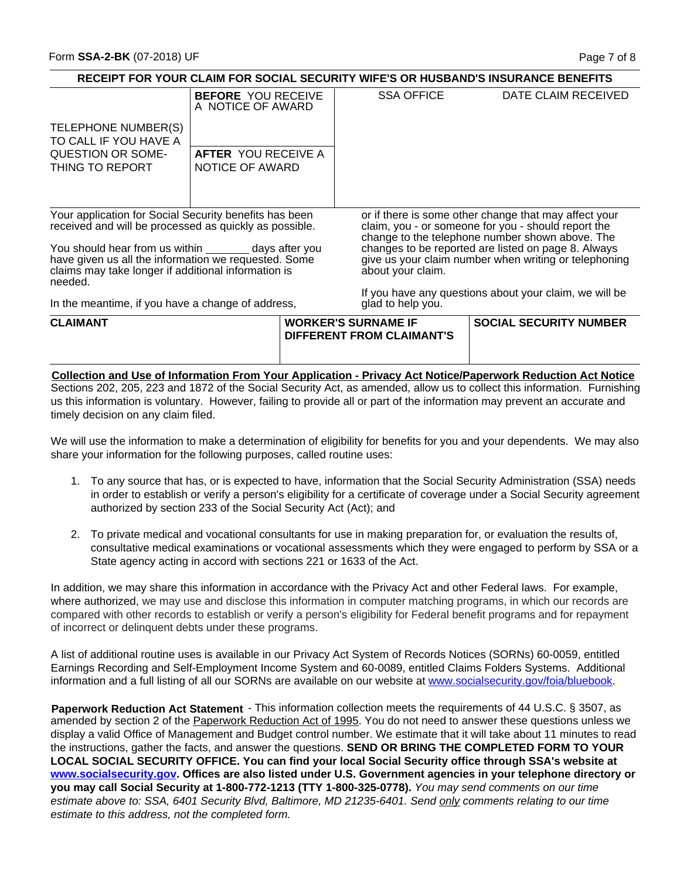## RECEIPT FOR YOUR CLAIM FOR SOCIAL SECURITY WIFE'S OR HUSBAND'S INSURANCE BENEFITS

| | | SSA OFFICE | DATE CLAIM RECEIVED |
|---|---|---|---|
| TELEPHONE NUMBER(S) TO CALL IF YOU HAVE A QUESTION OR SOMETHING TO REPORT | **BEFORE** YOU RECEIVE A NOTICE OF AWARD | | |
| | **AFTER** YOU RECEIVE A NOTICE OF AWARD | | |

Your application for Social Security benefits has been received and will be processed as quickly as possible.

You should hear from us within _______ days after you have given us all the information we requested. Some claims may take longer if additional information is needed.

In the meantime, if you have a change of address, or if there is some other change that may affect your claim, you - or someone for you - should report the change to the telephone number shown above. The changes to be reported are listed on page 8. Always give us your claim number when writing or telephoning about your claim.

If you have any questions about your claim, we will be glad to help you.

| **CLAIMANT** | **WORKER'S SURNAME IF DIFFERENT FROM CLAIMANT'S** | **SOCIAL SECURITY NUMBER** |
|---|---|---|
| | | |

**Collection and Use of Information From Your Application - Privacy Act Notice/Paperwork Reduction Act Notice**

Sections 202, 205, 223 and 1872 of the Social Security Act, as amended, allow us to collect this information. Furnishing us this information is voluntary. However, failing to provide all or part of the information may prevent an accurate and timely decision on any claim filed.

We will use the information to make a determination of eligibility for benefits for you and your dependents. We may also share your information for the following purposes, called routine uses:

1. To any source that has, or is expected to have, information that the Social Security Administration (SSA) needs in order to establish or verify a person's eligibility for a certificate of coverage under a Social Security agreement authorized by section 233 of the Social Security Act (Act); and

2. To private medical and vocational consultants for use in making preparation for, or evaluation the results of, consultative medical examinations or vocational assessments which they were engaged to perform by SSA or a State agency acting in accord with sections 221 or 1633 of the Act.

In addition, we may share this information in accordance with the Privacy Act and other Federal laws. For example, where authorized, we may use and disclose this information in computer matching programs, in which our records are compared with other records to establish or verify a person's eligibility for Federal benefit programs and for repayment of incorrect or delinquent debts under these programs.

A list of additional routine uses is available in our Privacy Act System of Records Notices (SORNs) 60-0059, entitled Earnings Recording and Self-Employment Income System and 60-0089, entitled Claims Folders Systems. Additional information and a full listing of all our SORNs are available on our website at www.socialsecurity.gov/foia/bluebook.

**Paperwork Reduction Act Statement** - This information collection meets the requirements of 44 U.S.C. § 3507, as amended by section 2 of the Paperwork Reduction Act of 1995. You do not need to answer these questions unless we display a valid Office of Management and Budget control number. We estimate that it will take about 11 minutes to read the instructions, gather the facts, and answer the questions. **SEND OR BRING THE COMPLETED FORM TO YOUR LOCAL SOCIAL SECURITY OFFICE. You can find your local Social Security office through SSA's website at www.socialsecurity.gov. Offices are also listed under U.S. Government agencies in your telephone directory or you may call Social Security at 1-800-772-1213 (TTY 1-800-325-0778).** *You may send comments on our time estimate above to: SSA, 6401 Security Blvd, Baltimore, MD 21235-6401. Send only comments relating to our time estimate to this address, not the completed form.*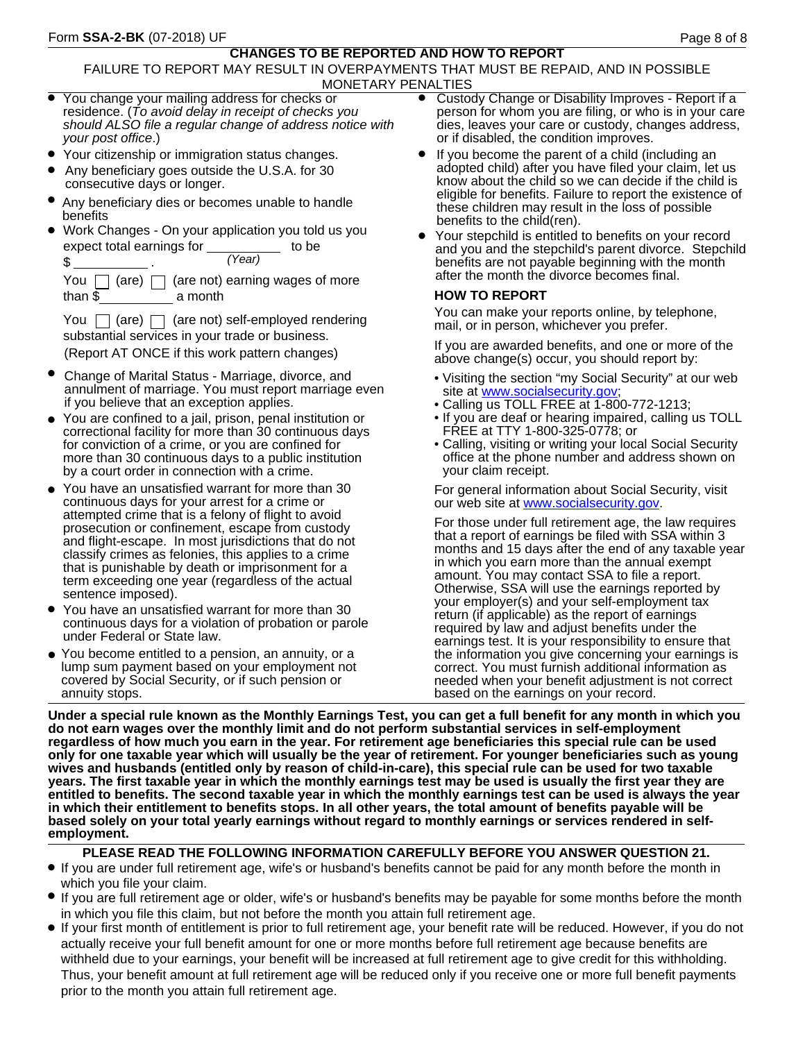## CHANGES TO BE REPORTED AND HOW TO REPORT

FAILURE TO REPORT MAY RESULT IN OVERPAYMENTS THAT MUST BE REPAID, AND IN POSSIBLE MONETARY PENALTIES

- You change your mailing address for checks or residence. (*To avoid delay in receipt of checks you should ALSO file a regular change of address notice with your post office*.)
- Your citizenship or immigration status changes.
- Any beneficiary goes outside the U.S.A. for 30 consecutive days or longer.
- Any beneficiary dies or becomes unable to handle benefits
- Work Changes - On your application you told us you expect total earnings for __________ (Year) to be $ __________ .

  You ☐ (are) ☐ (are not) earning wages of more than $__________ a month

  You ☐ (are) ☐ (are not) self-employed rendering substantial services in your trade or business.

  (Report AT ONCE if this work pattern changes)
- Change of Marital Status - Marriage, divorce, and annulment of marriage. You must report marriage even if you believe that an exception applies.
- You are confined to a jail, prison, penal institution or correctional facility for more than 30 continuous days for conviction of a crime, or you are confined for more than 30 continuous days to a public institution by a court order in connection with a crime.
- You have an unsatisfied warrant for more than 30 continuous days for your arrest for a crime or attempted crime that is a felony of flight to avoid prosecution or confinement, escape from custody and flight-escape. In most jurisdictions that do not classify crimes as felonies, this applies to a crime that is punishable by death or imprisonment for a term exceeding one year (regardless of the actual sentence imposed).
- You have an unsatisfied warrant for more than 30 continuous days for a violation of probation or parole under Federal or State law.
- You become entitled to a pension, an annuity, or a lump sum payment based on your employment not covered by Social Security, or if such pension or annuity stops.
- Custody Change or Disability Improves - Report if a person for whom you are filing, or who is in your care dies, leaves your care or custody, changes address, or if disabled, the condition improves.
- If you become the parent of a child (including an adopted child) after you have filed your claim, let us know about the child so we can decide if the child is eligible for benefits. Failure to report the existence of these children may result in the loss of possible benefits to the child(ren).
- Your stepchild is entitled to benefits on your record and you and the stepchild's parent divorce. Stepchild benefits are not payable beginning with the month after the month the divorce becomes final.

### HOW TO REPORT

You can make your reports online, by telephone, mail, or in person, whichever you prefer.

If you are awarded benefits, and one or more of the above change(s) occur, you should report by:

- Visiting the section "my Social Security" at our web site at www.socialsecurity.gov;
- Calling us TOLL FREE at 1-800-772-1213;
- If you are deaf or hearing impaired, calling us TOLL FREE at TTY 1-800-325-0778; or
- Calling, visiting or writing your local Social Security office at the phone number and address shown on your claim receipt.

For general information about Social Security, visit our web site at www.socialsecurity.gov.

For those under full retirement age, the law requires that a report of earnings be filed with SSA within 3 months and 15 days after the end of any taxable year in which you earn more than the annual exempt amount. You may contact SSA to file a report. Otherwise, SSA will use the earnings reported by your employer(s) and your self-employment tax return (if applicable) as the report of earnings required by law and adjust benefits under the earnings test. It is your responsibility to ensure that the information you give concerning your earnings is correct. You must furnish additional information as needed when your benefit adjustment is not correct based on the earnings on your record.

**Under a special rule known as the Monthly Earnings Test, you can get a full benefit for any month in which you do not earn wages over the monthly limit and do not perform substantial services in self-employment regardless of how much you earn in the year. For retirement age beneficiaries this special rule can be used only for one taxable year which will usually be the year of retirement. For younger beneficiaries such as young wives and husbands (entitled only by reason of child-in-care), this special rule can be used for two taxable years. The first taxable year in which the monthly earnings test may be used is usually the first year they are entitled to benefits. The second taxable year in which the monthly earnings test can be used is always the year in which their entitlement to benefits stops. In all other years, the total amount of benefits payable will be based solely on your total yearly earnings without regard to monthly earnings or services rendered in self-employment.**

### PLEASE READ THE FOLLOWING INFORMATION CAREFULLY BEFORE YOU ANSWER QUESTION 21.

- If you are under full retirement age, wife's or husband's benefits cannot be paid for any month before the month in which you file your claim.
- If you are full retirement age or older, wife's or husband's benefits may be payable for some months before the month in which you file this claim, but not before the month you attain full retirement age.
- If your first month of entitlement is prior to full retirement age, your benefit rate will be reduced. However, if you do not actually receive your full benefit amount for one or more months before full retirement age because benefits are withheld due to your earnings, your benefit will be increased at full retirement age to give credit for this withholding. Thus, your benefit amount at full retirement age will be reduced only if you receive one or more full benefit payments prior to the month you attain full retirement age.